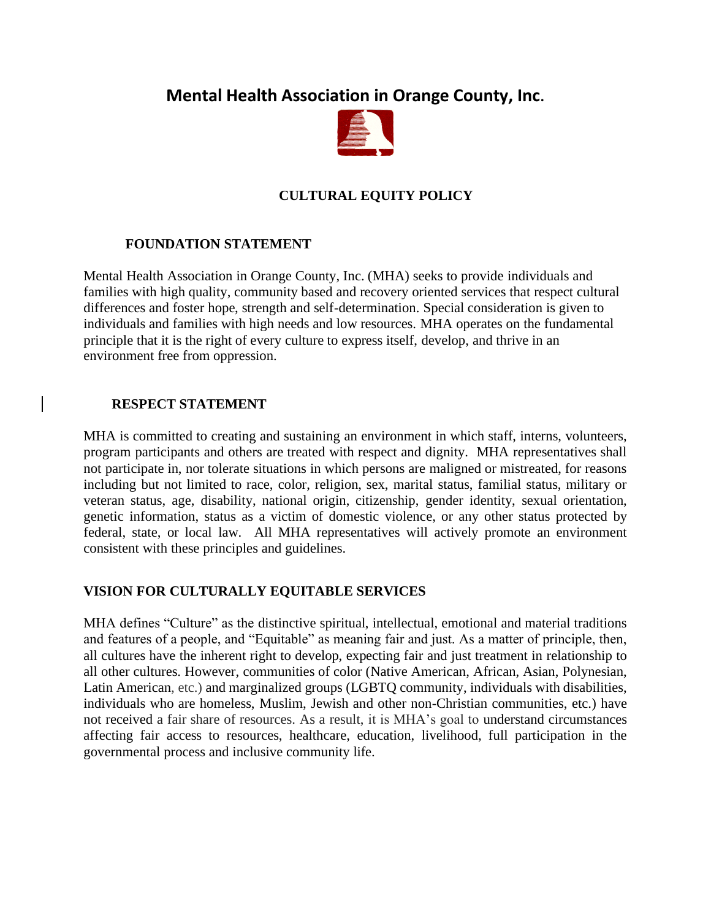# Mental Health Association in Orange County, Inc.

## CULTURAL EQUITY POLICY

### FOUNDATION STATEMENT

Mental Health Association in Orange County, Inc. (MHA) seeks to provide individuals and families with high quality, community based and recovery oriented services that respect cultural differences and foster hope, strength and self-determination. Special consideration is given to individuals and families with high needs and low resources. MHA operates on the fundamental principle that it is the right of every culture to express itself, develop, and thrive in an environment free from oppression.

### RESPECT STATEMENT

MHA is committed to creating and sustaining an environment in which staff, interns, volunteers, program participants and others are treated with respect and dignity. MHA representatives shall not participate in, nor tolerate situations in which persons are maligned or mistreated, for reasons including but not limited to race, color, religion, sex, marital status, familial status, military or veteran status, age, disability, national origin, citizenship, gender identity, sexual orientation, genetic information, status as a victim of domestic violence, or any other status protected by federal, state, or local law. All MHA representatives will actively promote an environment consistent with these principles and guidelines.

### VISION FOR CULTURALLY EQUITABLE SERVICES

MHA defines "Culture" as the distinctive spiritual, intellectual, emotional and material traditions and features of a people, and "Equitable" as meaning fair and just. As a matter of principle, then, all cultures have the inherent right to develop, expecting fair and just treatment in relationship to all other cultures. However, communities of color (Native American, African, Asian, Polynesian, Latin American, etc.) and marginalized groups (LGBTQ community, individuals with disabilities, individuals who are homeless, Muslim, Jewish and other non-Christian communities, etc.) have not received a fair share of resources. As a result, it is MHA's goal to understand circumstances affecting fair access to resources, healthcare, education, livelihood, full participation in the governmental process and inclusive community life.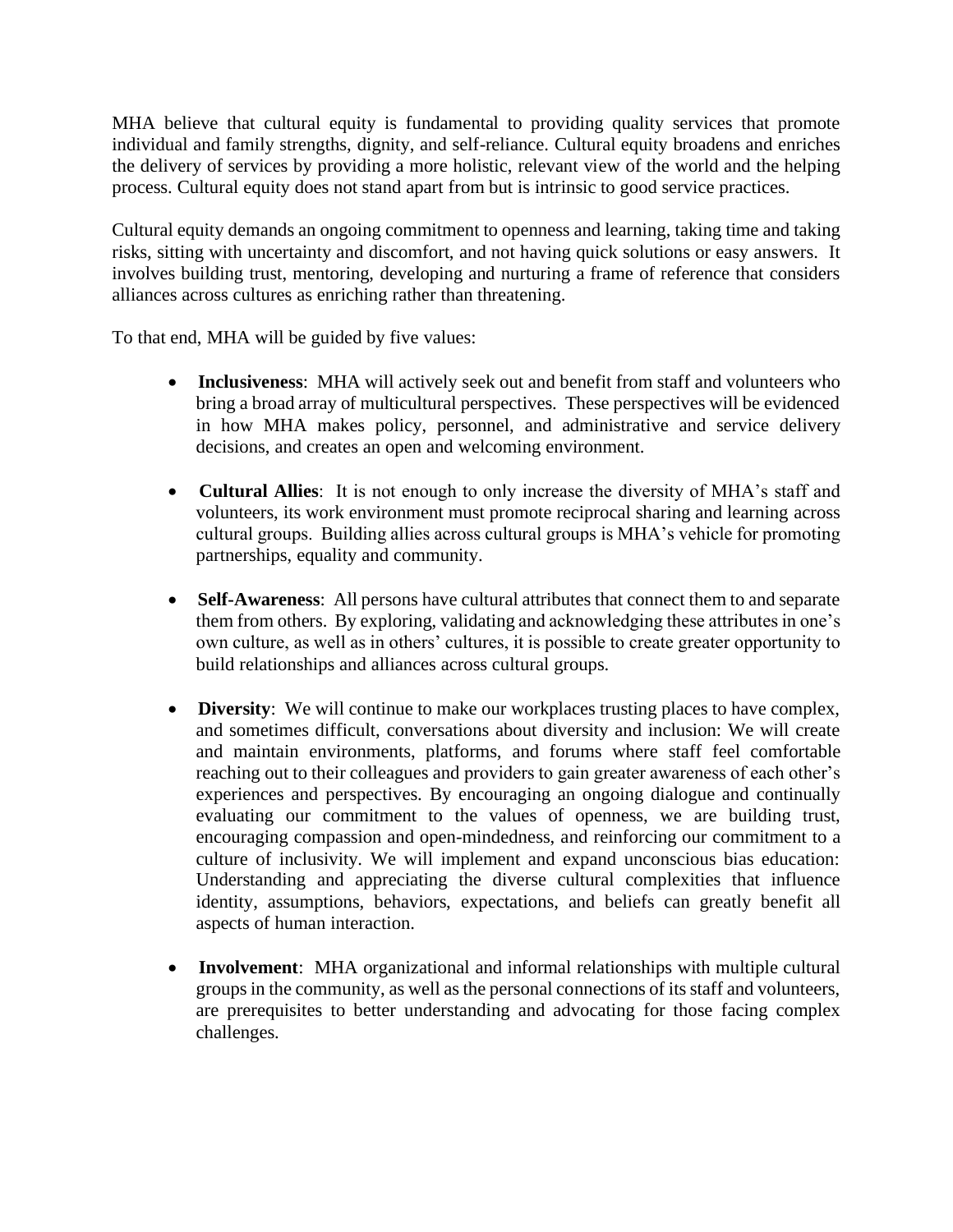MHA believe that cultural equity is fundamental to providing quality services that promote individual and family strengths, dignity, and self-reliance. Cultural equity broadens and enriches the delivery of services by providing a more holistic, relevant view of the world and the helping process. Cultural equity does not stand apart from but is intrinsic to good service practices.

Cultural equity demands an ongoing commitment to openness and learning, taking time and taking risks, sitting with uncertainty and discomfort, and not having quick solutions or easy answers. It involves building trust, mentoring, developing and nurturing a frame of reference that considers alliances across cultures as enriching rather than threatening.

To that end, MHA will be guided by five values:

- **Inclusiveness**: MHA will actively seek out and benefit from staff and volunteers who bring a broad array of multicultural perspectives. These perspectives will be evidenced in how MHA makes policy, personnel, and administrative and service delivery decisions, and creates an open and welcoming environment.

- **Cultural Allies**: It is not enough to only increase the diversity of MHA's staff and volunteers, its work environment must promote reciprocal sharing and learning across cultural groups. Building allies across cultural groups is MHA's vehicle for promoting partnerships, equality and community.

- **Self-Awareness**: All persons have cultural attributes that connect them to and separate them from others. By exploring, validating and acknowledging these attributes in one's own culture, as well as in others' cultures, it is possible to create greater opportunity to build relationships and alliances across cultural groups.

- **Diversity**: We will continue to make our workplaces trusting places to have complex, and sometimes difficult, conversations about diversity and inclusion: We will create and maintain environments, platforms, and forums where staff feel comfortable reaching out to their colleagues and providers to gain greater awareness of each other's experiences and perspectives. By encouraging an ongoing dialogue and continually evaluating our commitment to the values of openness, we are building trust, encouraging compassion and open-mindedness, and reinforcing our commitment to a culture of inclusivity. We will implement and expand unconscious bias education: Understanding and appreciating the diverse cultural complexities that influence identity, assumptions, behaviors, expectations, and beliefs can greatly benefit all aspects of human interaction.

- **Involvement**: MHA organizational and informal relationships with multiple cultural groups in the community, as well as the personal connections of its staff and volunteers, are prerequisites to better understanding and advocating for those facing complex challenges.